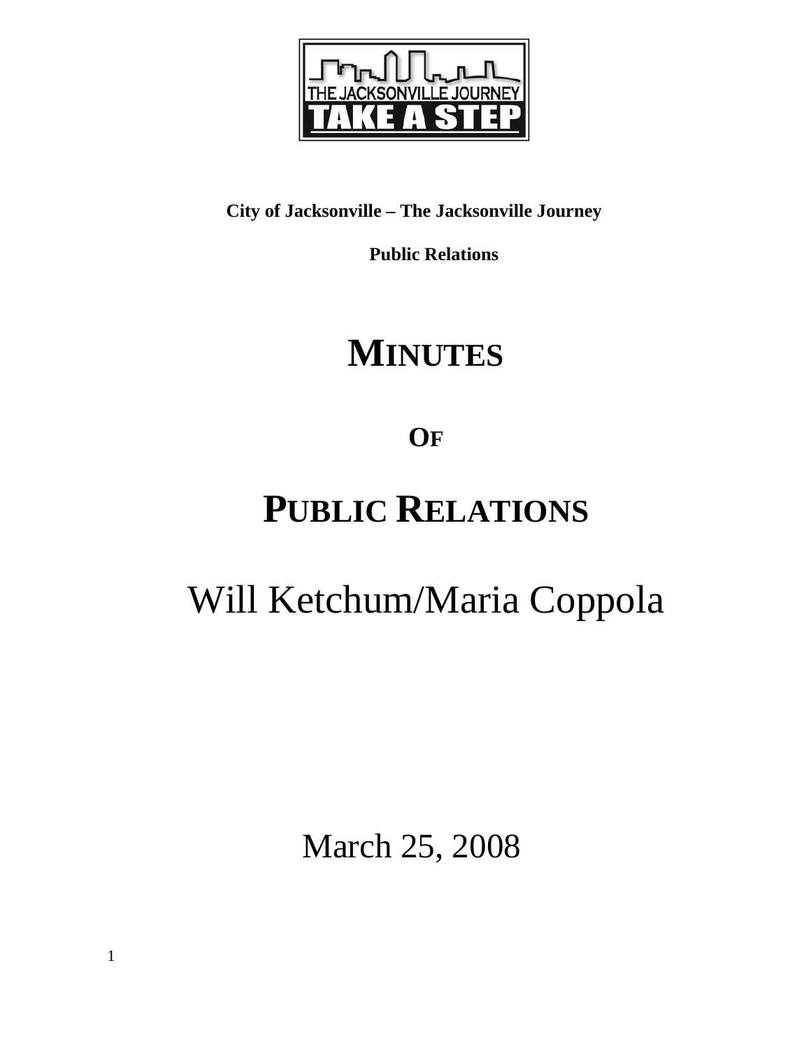**City of Jacksonville – The Jacksonville Journey**

**Public Relations**

# MINUTES

## OF

# PUBLIC RELATIONS

Will Ketchum/Maria Coppola

March 25, 2008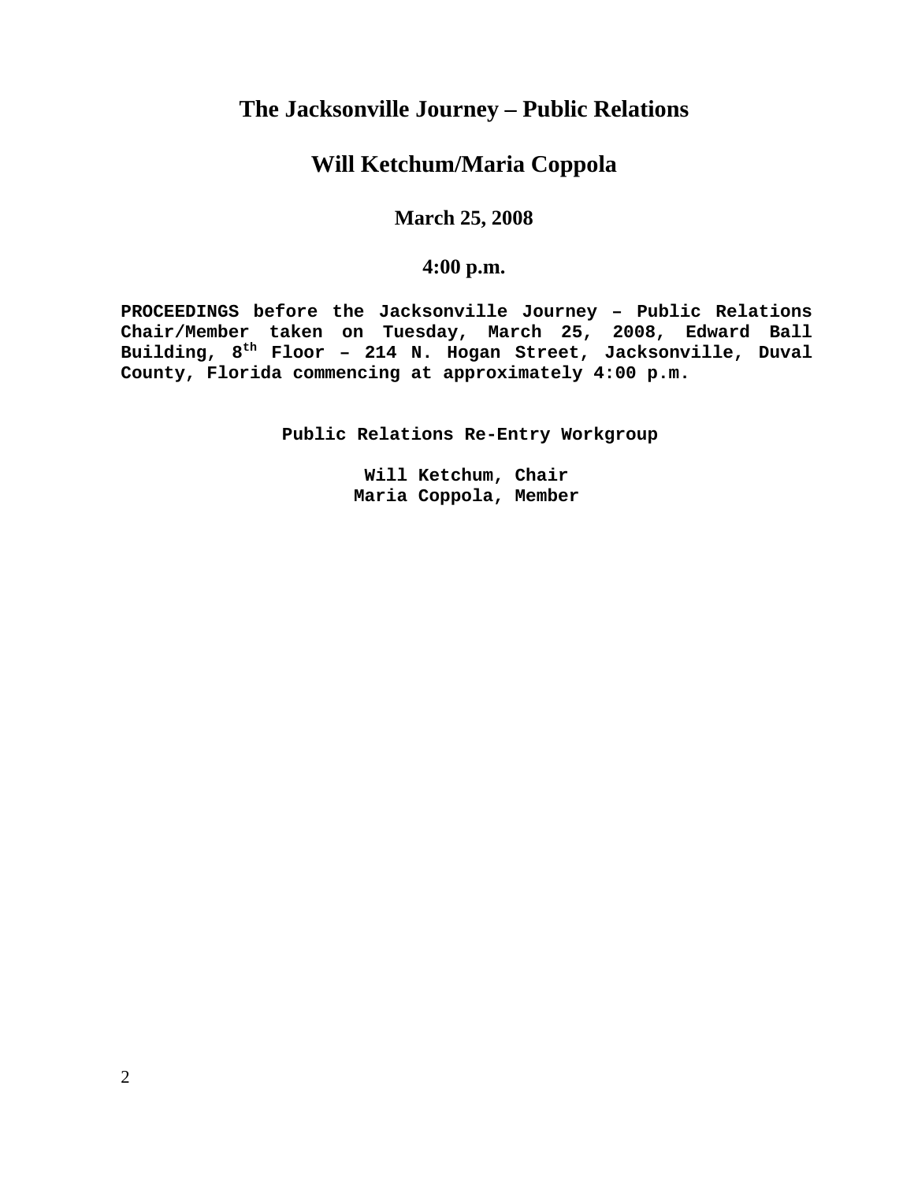# The Jacksonville Journey – Public Relations

## Will Ketchum/Maria Coppola

### March 25, 2008

### 4:00 p.m.

**PROCEEDINGS before the Jacksonville Journey – Public Relations Chair/Member taken on Tuesday, March 25, 2008, Edward Ball Building, 8th Floor – 214 N. Hogan Street, Jacksonville, Duval County, Florida commencing at approximately 4:00 p.m.**

**Public Relations Re-Entry Workgroup**

**Will Ketchum, Chair**
**Maria Coppola, Member**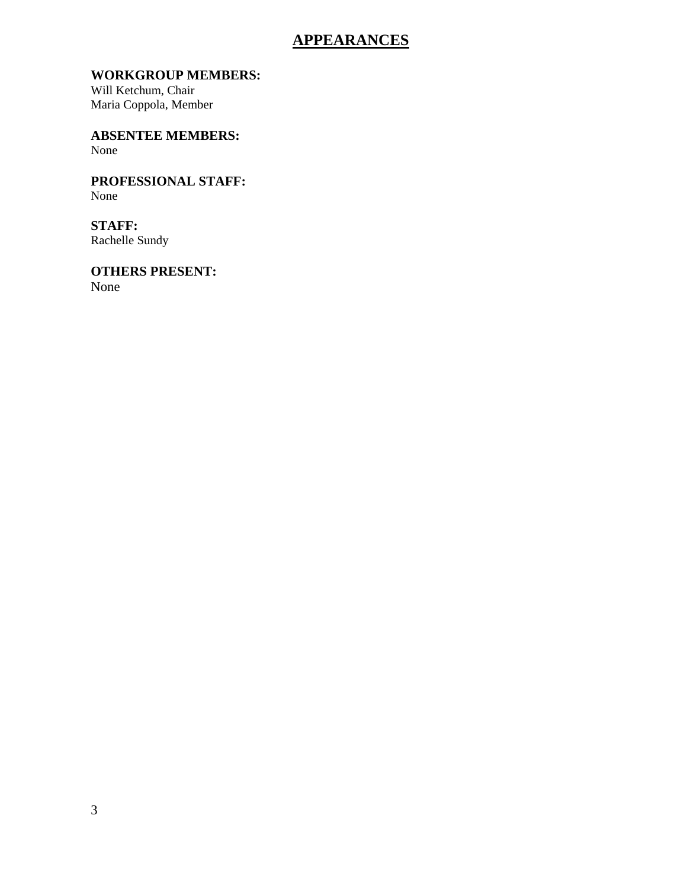# APPEARANCES

**WORKGROUP MEMBERS:**
Will Ketchum, Chair
Maria Coppola, Member

**ABSENTEE MEMBERS:**
None

**PROFESSIONAL STAFF:**
None

**STAFF:**
Rachelle Sundy

**OTHERS PRESENT:**
None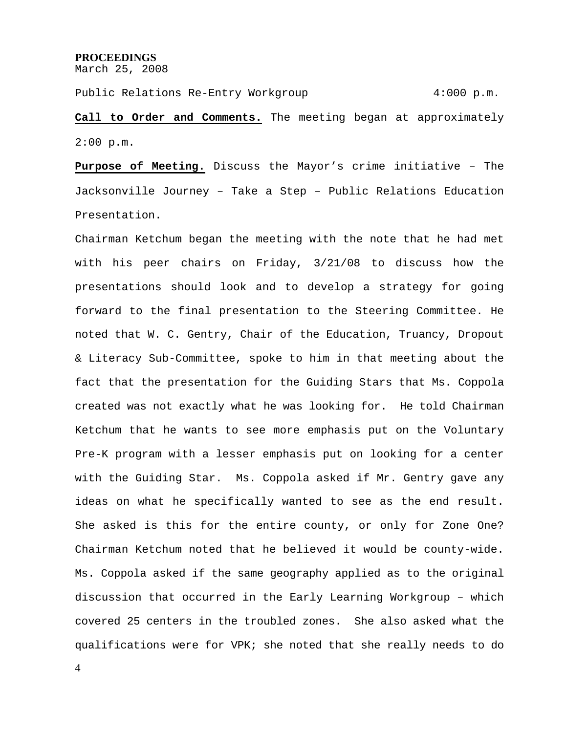**PROCEEDINGS**
March 25, 2008

Public Relations Re-Entry Workgroup 4:000 p.m.

**Call to Order and Comments.** The meeting began at approximately 2:00 p.m.

**Purpose of Meeting.** Discuss the Mayor's crime initiative – The Jacksonville Journey – Take a Step – Public Relations Education Presentation.

Chairman Ketchum began the meeting with the note that he had met with his peer chairs on Friday, 3/21/08 to discuss how the presentations should look and to develop a strategy for going forward to the final presentation to the Steering Committee. He noted that W. C. Gentry, Chair of the Education, Truancy, Dropout & Literacy Sub-Committee, spoke to him in that meeting about the fact that the presentation for the Guiding Stars that Ms. Coppola created was not exactly what he was looking for. He told Chairman Ketchum that he wants to see more emphasis put on the Voluntary Pre-K program with a lesser emphasis put on looking for a center with the Guiding Star. Ms. Coppola asked if Mr. Gentry gave any ideas on what he specifically wanted to see as the end result. She asked is this for the entire county, or only for Zone One? Chairman Ketchum noted that he believed it would be county-wide. Ms. Coppola asked if the same geography applied as to the original discussion that occurred in the Early Learning Workgroup – which covered 25 centers in the troubled zones. She also asked what the qualifications were for VPK; she noted that she really needs to do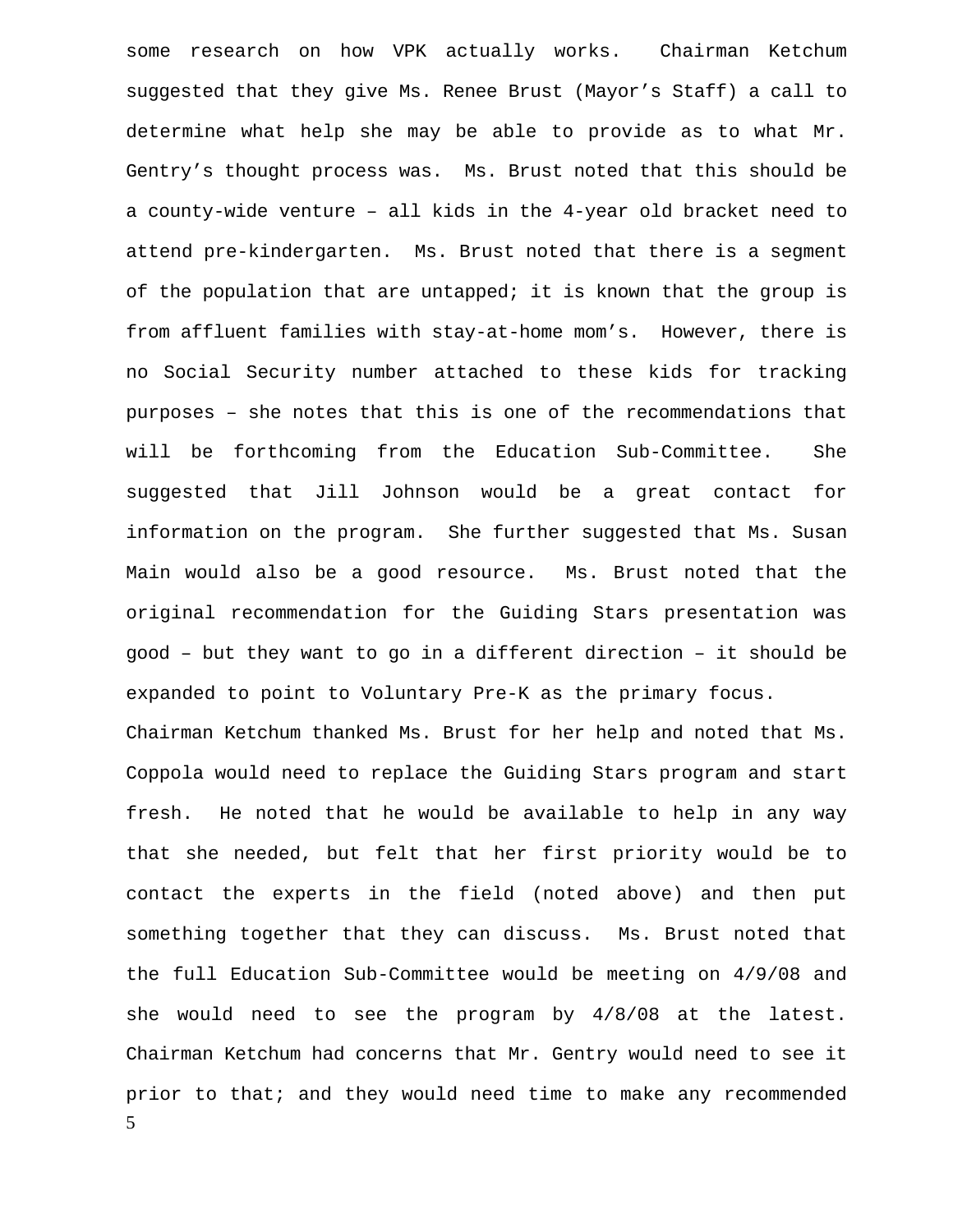some research on how VPK actually works. Chairman Ketchum suggested that they give Ms. Renee Brust (Mayor's Staff) a call to determine what help she may be able to provide as to what Mr. Gentry's thought process was. Ms. Brust noted that this should be a county-wide venture – all kids in the 4-year old bracket need to attend pre-kindergarten. Ms. Brust noted that there is a segment of the population that are untapped; it is known that the group is from affluent families with stay-at-home mom's. However, there is no Social Security number attached to these kids for tracking purposes – she notes that this is one of the recommendations that will be forthcoming from the Education Sub-Committee. She suggested that Jill Johnson would be a great contact for information on the program. She further suggested that Ms. Susan Main would also be a good resource. Ms. Brust noted that the original recommendation for the Guiding Stars presentation was good – but they want to go in a different direction – it should be expanded to point to Voluntary Pre-K as the primary focus.

Chairman Ketchum thanked Ms. Brust for her help and noted that Ms. Coppola would need to replace the Guiding Stars program and start fresh. He noted that he would be available to help in any way that she needed, but felt that her first priority would be to contact the experts in the field (noted above) and then put something together that they can discuss. Ms. Brust noted that the full Education Sub-Committee would be meeting on 4/9/08 and she would need to see the program by 4/8/08 at the latest. Chairman Ketchum had concerns that Mr. Gentry would need to see it prior to that; and they would need time to make any recommended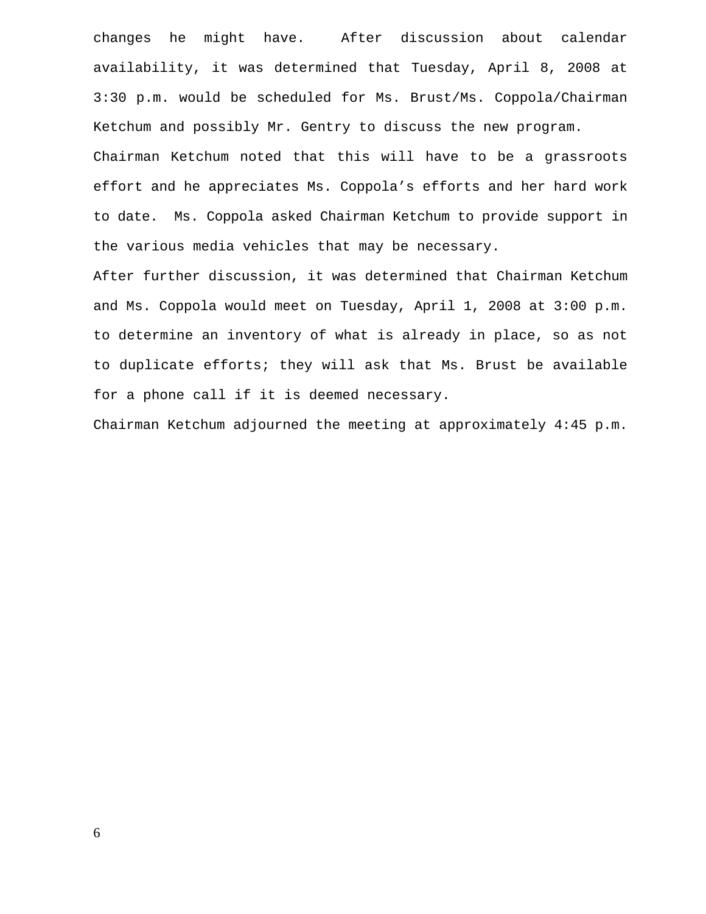changes he might have. After discussion about calendar availability, it was determined that Tuesday, April 8, 2008 at 3:30 p.m. would be scheduled for Ms. Brust/Ms. Coppola/Chairman Ketchum and possibly Mr. Gentry to discuss the new program.

Chairman Ketchum noted that this will have to be a grassroots effort and he appreciates Ms. Coppola's efforts and her hard work to date. Ms. Coppola asked Chairman Ketchum to provide support in the various media vehicles that may be necessary.

After further discussion, it was determined that Chairman Ketchum and Ms. Coppola would meet on Tuesday, April 1, 2008 at 3:00 p.m. to determine an inventory of what is already in place, so as not to duplicate efforts; they will ask that Ms. Brust be available for a phone call if it is deemed necessary.

Chairman Ketchum adjourned the meeting at approximately 4:45 p.m.